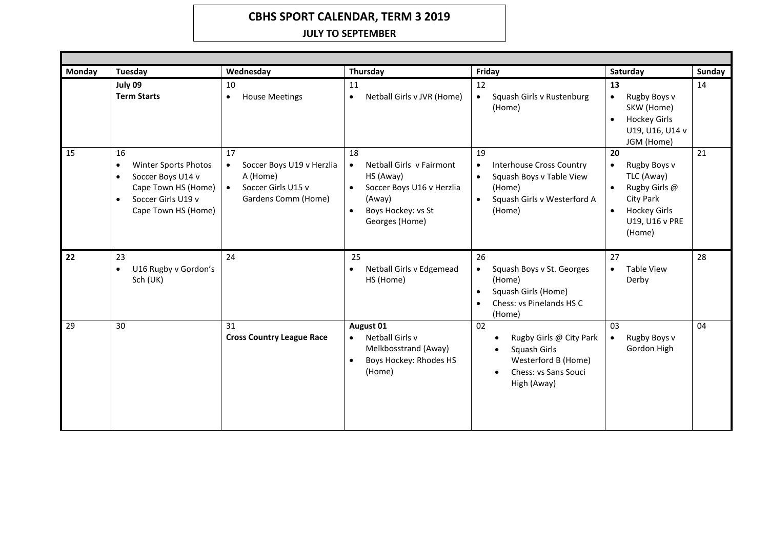# CBHS SPORT CALENDAR, TERM 3 2019

**JULY TO SEPTEMBER**

| Monday | Tuesday | Wednesday | Thursday | Friday | Saturday | Sunday |
|---|---|---|---|---|---|---|
| | **July 09**<br>**Term Starts** | 10<br>• House Meetings | 11<br>• Netball Girls v JVR (Home) | 12<br>• Squash Girls v Rustenburg (Home) | **13**<br>• Rugby Boys v SKW (Home)<br>• Hockey Girls U19, U16, U14 v JGM (Home) | 14 |
| 15 | 16<br>• Winter Sports Photos<br>• Soccer Boys U14 v Cape Town HS (Home)<br>• Soccer Girls U19 v Cape Town HS (Home) | 17<br>• Soccer Boys U19 v Herzlia A (Home)<br>• Soccer Girls U15 v Gardens Comm (Home) | 18<br>• Netball Girls v Fairmont HS (Away)<br>• Soccer Boys U16 v Herzlia (Away)<br>• Boys Hockey: vs St Georges (Home) | 19<br>• Interhouse Cross Country<br>• Squash Boys v Table View (Home)<br>• Squash Girls v Westerford A (Home) | **20**<br>• Rugby Boys v TLC (Away)<br>• Rugby Girls @ City Park<br>• Hockey Girls U19, U16 v PRE (Home) | 21 |
| **22** | 23<br>• U16 Rugby v Gordon's Sch (UK) | 24 | 25<br>• Netball Girls v Edgemead HS (Home) | 26<br>• Squash Boys v St. Georges (Home)<br>• Squash Girls (Home)<br>• Chess: vs Pinelands HS C (Home) | 27<br>• Table View Derby | 28 |
| 29 | 30 | 31<br>**Cross Country League Race** | **August 01**<br>• Netball Girls v Melkbosstrand (Away)<br>• Boys Hockey: Rhodes HS (Home) | 02<br>• Rugby Girls @ City Park<br>• Squash Girls Westerford B (Home)<br>• Chess: vs Sans Souci High (Away) | 03<br>• Rugby Boys v Gordon High | 04 |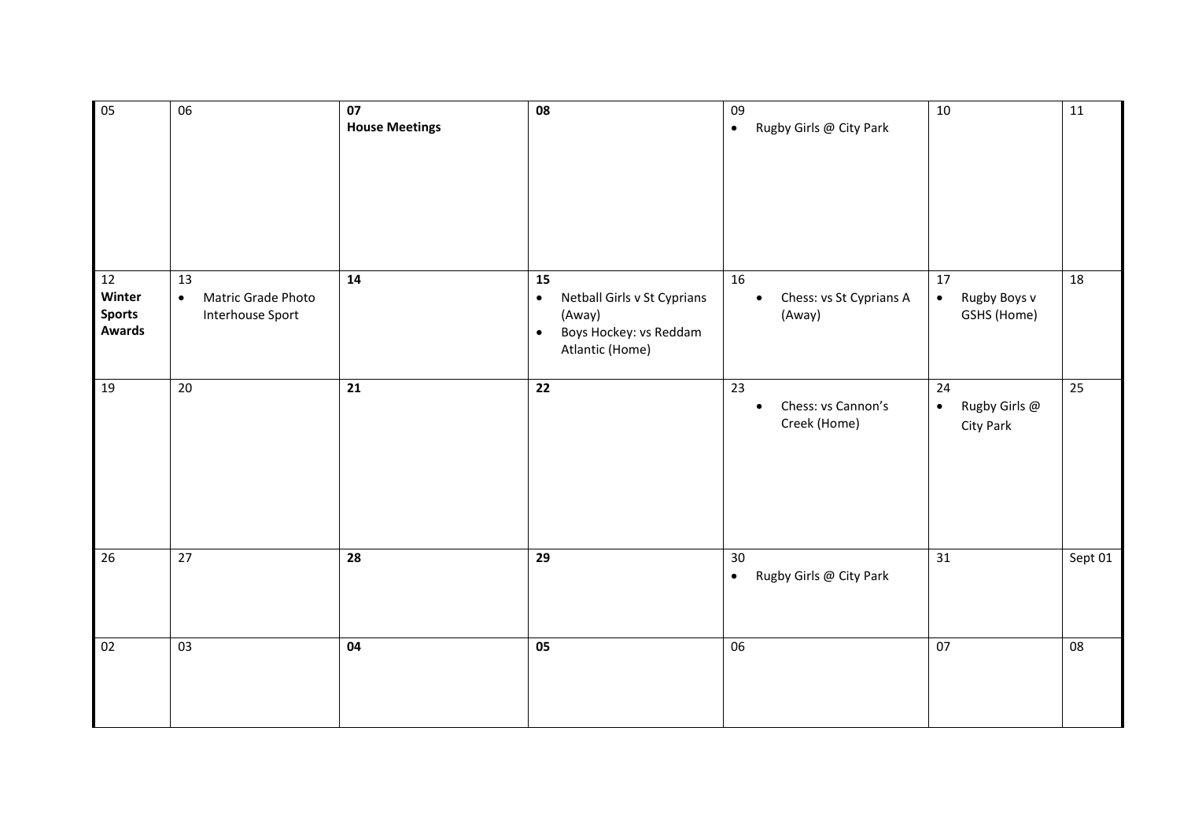| 05 | 06 | **07**<br>**House Meetings** | **08** | 09<br>• Rugby Girls @ City Park | 10 | 11 |
|---|---|---|---|---|---|---|
| 12<br>**Winter Sports Awards** | 13<br>• Matric Grade Photo Interhouse Sport | **14** | **15**<br>• Netball Girls v St Cyprians (Away)<br>• Boys Hockey: vs Reddam Atlantic (Home) | 16<br>• Chess: vs St Cyprians A (Away) | 17<br>• Rugby Boys v GSHS (Home) | 18 |
| 19 | 20 | **21** | **22** | 23<br>• Chess: vs Cannon's Creek (Home) | 24<br>• Rugby Girls @ City Park | 25 |
| 26 | 27 | **28** | **29** | 30<br>• Rugby Girls @ City Park | 31 | Sept 01 |
| 02 | 03 | **04** | **05** | 06 | 07 | 08 |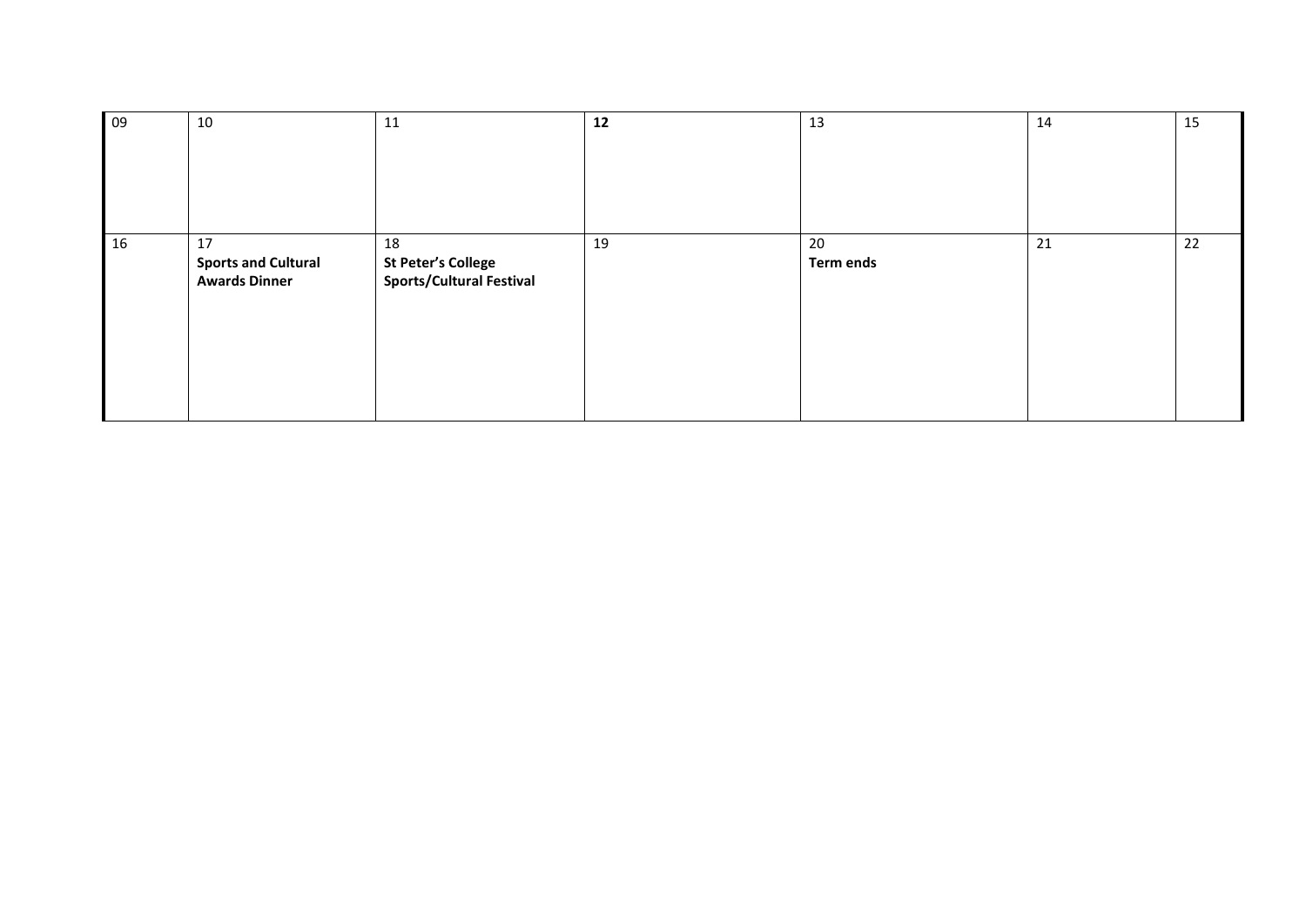| | | | | | | |
|---|---|---|---|---|---|---|
| 09 | 10 | 11 | **12** | 13 | 14 | 15 |
| 16 | 17<br>**Sports and Cultural Awards Dinner** | 18<br>**St Peter's College Sports/Cultural Festival** | 19 | 20<br>**Term ends** | 21 | 22 |